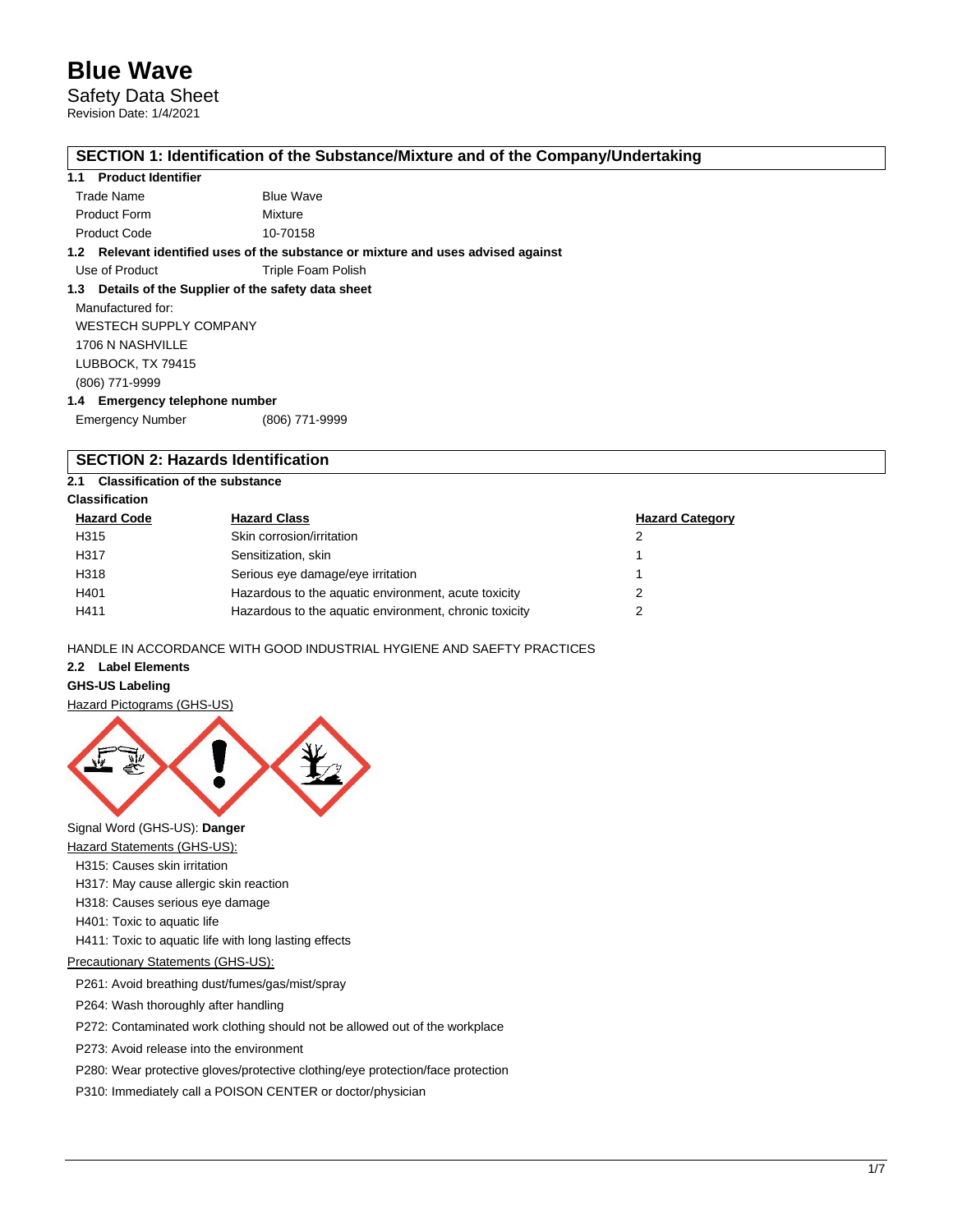# Blue Wave

Safety Data Sheet
Revision Date: 1/4/2021

## SECTION 1: Identification of the Substance/Mixture and of the Company/Undertaking

### 1.1 Product Identifier

| | |
|---|---|
| Trade Name | Blue Wave |
| Product Form | Mixture |
| Product Code | 10-70158 |

### 1.2 Relevant identified uses of the substance or mixture and uses advised against

Use of Product: Triple Foam Polish

### 1.3 Details of the Supplier of the safety data sheet

Manufactured for:
WESTECH SUPPLY COMPANY
1706 N NASHVILLE
LUBBOCK, TX 79415
(806) 771-9999

### 1.4 Emergency telephone number

Emergency Number: (806) 771-9999

## SECTION 2: Hazards Identification

### 2.1 Classification of the substance

**Classification**

| Hazard Code | Hazard Class | Hazard Category |
|---|---|---|
| H315 | Skin corrosion/irritation | 2 |
| H317 | Sensitization, skin | 1 |
| H318 | Serious eye damage/eye irritation | 1 |
| H401 | Hazardous to the aquatic environment, acute toxicity | 2 |
| H411 | Hazardous to the aquatic environment, chronic toxicity | 2 |

HANDLE IN ACCORDANCE WITH GOOD INDUSTRIAL HYGIENE AND SAEFTY PRACTICES

### 2.2 Label Elements

**GHS-US Labeling**

Hazard Pictograms (GHS-US)

Signal Word (GHS-US): **Danger**

Hazard Statements (GHS-US):

- H315: Causes skin irritation
- H317: May cause allergic skin reaction
- H318: Causes serious eye damage
- H401: Toxic to aquatic life
- H411: Toxic to aquatic life with long lasting effects

Precautionary Statements (GHS-US):

- P261: Avoid breathing dust/fumes/gas/mist/spray
- P264: Wash thoroughly after handling
- P272: Contaminated work clothing should not be allowed out of the workplace
- P273: Avoid release into the environment
- P280: Wear protective gloves/protective clothing/eye protection/face protection
- P310: Immediately call a POISON CENTER or doctor/physician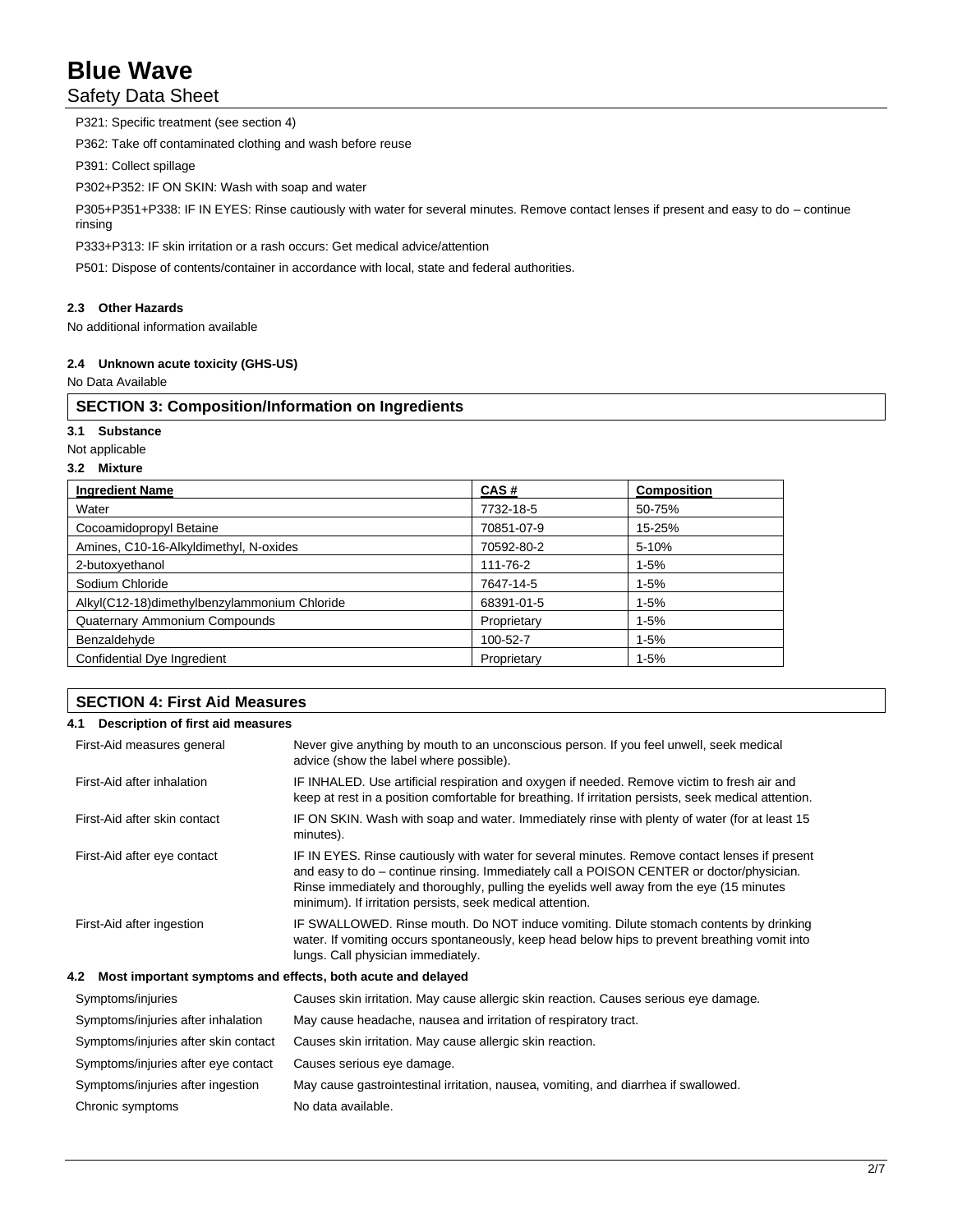P321: Specific treatment (see section 4)

P362: Take off contaminated clothing and wash before reuse

P391: Collect spillage

P302+P352: IF ON SKIN: Wash with soap and water

P305+P351+P338: IF IN EYES: Rinse cautiously with water for several minutes. Remove contact lenses if present and easy to do – continue rinsing

P333+P313: IF skin irritation or a rash occurs: Get medical advice/attention

P501: Dispose of contents/container in accordance with local, state and federal authorities.

**2.3 Other Hazards**

No additional information available

**2.4 Unknown acute toxicity (GHS-US)**

No Data Available

## SECTION 3: Composition/Information on Ingredients

**3.1 Substance**

Not applicable

**3.2 Mixture**

| Ingredient Name | CAS # | Composition |
|---|---|---|
| Water | 7732-18-5 | 50-75% |
| Cocoamidopropyl Betaine | 70851-07-9 | 15-25% |
| Amines, C10-16-Alkyldimethyl, N-oxides | 70592-80-2 | 5-10% |
| 2-butoxyethanol | 111-76-2 | 1-5% |
| Sodium Chloride | 7647-14-5 | 1-5% |
| Alkyl(C12-18)dimethylbenzylammonium Chloride | 68391-01-5 | 1-5% |
| Quaternary Ammonium Compounds | Proprietary | 1-5% |
| Benzaldehyde | 100-52-7 | 1-5% |
| Confidential Dye Ingredient | Proprietary | 1-5% |

## SECTION 4: First Aid Measures

**4.1 Description of first aid measures**

| | |
|---|---|
| First-Aid measures general | Never give anything by mouth to an unconscious person. If you feel unwell, seek medical advice (show the label where possible). |
| First-Aid after inhalation | IF INHALED. Use artificial respiration and oxygen if needed. Remove victim to fresh air and keep at rest in a position comfortable for breathing. If irritation persists, seek medical attention. |
| First-Aid after skin contact | IF ON SKIN. Wash with soap and water. Immediately rinse with plenty of water (for at least 15 minutes). |
| First-Aid after eye contact | IF IN EYES. Rinse cautiously with water for several minutes. Remove contact lenses if present and easy to do – continue rinsing. Immediately call a POISON CENTER or doctor/physician. Rinse immediately and thoroughly, pulling the eyelids well away from the eye (15 minutes minimum). If irritation persists, seek medical attention. |
| First-Aid after ingestion | IF SWALLOWED. Rinse mouth. Do NOT induce vomiting. Dilute stomach contents by drinking water. If vomiting occurs spontaneously, keep head below hips to prevent breathing vomit into lungs. Call physician immediately. |

**4.2 Most important symptoms and effects, both acute and delayed**

| | |
|---|---|
| Symptoms/injuries | Causes skin irritation. May cause allergic skin reaction. Causes serious eye damage. |
| Symptoms/injuries after inhalation | May cause headache, nausea and irritation of respiratory tract. |
| Symptoms/injuries after skin contact | Causes skin irritation. May cause allergic skin reaction. |
| Symptoms/injuries after eye contact | Causes serious eye damage. |
| Symptoms/injuries after ingestion | May cause gastrointestinal irritation, nausea, vomiting, and diarrhea if swallowed. |
| Chronic symptoms | No data available. |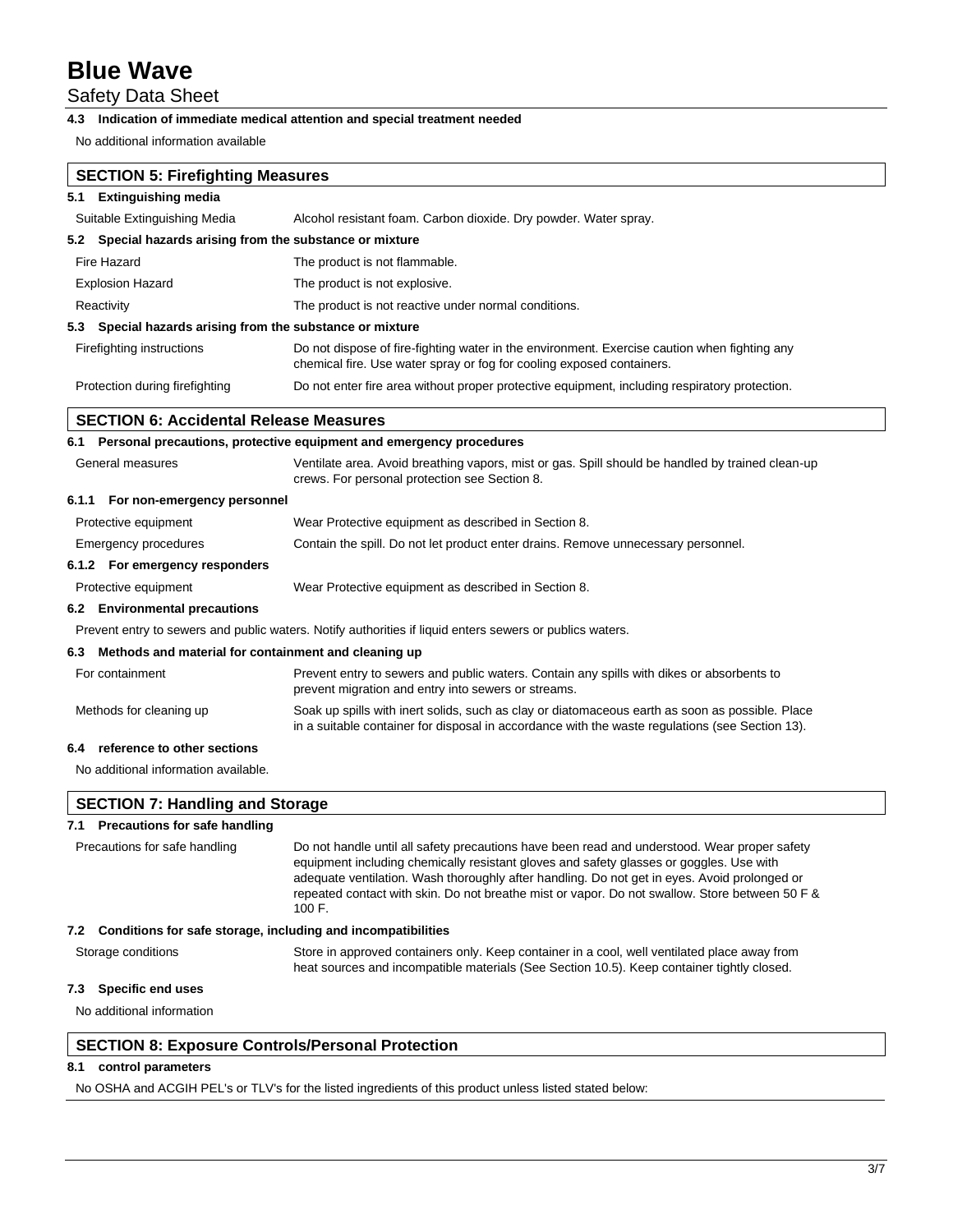#### 4.3 Indication of immediate medical attention and special treatment needed

No additional information available

## SECTION 5: Firefighting Measures

#### 5.1 Extinguishing media

| | |
|---|---|
| Suitable Extinguishing Media | Alcohol resistant foam. Carbon dioxide. Dry powder. Water spray. |

#### 5.2 Special hazards arising from the substance or mixture

| | |
|---|---|
| Fire Hazard | The product is not flammable. |
| Explosion Hazard | The product is not explosive. |
| Reactivity | The product is not reactive under normal conditions. |

#### 5.3 Special hazards arising from the substance or mixture

| | |
|---|---|
| Firefighting instructions | Do not dispose of fire-fighting water in the environment. Exercise caution when fighting any chemical fire. Use water spray or fog for cooling exposed containers. |
| Protection during firefighting | Do not enter fire area without proper protective equipment, including respiratory protection. |

## SECTION 6: Accidental Release Measures

#### 6.1 Personal precautions, protective equipment and emergency procedures

| | |
|---|---|
| General measures | Ventilate area. Avoid breathing vapors, mist or gas. Spill should be handled by trained clean-up crews. For personal protection see Section 8. |

#### 6.1.1 For non-emergency personnel

| | |
|---|---|
| Protective equipment | Wear Protective equipment as described in Section 8. |
| Emergency procedures | Contain the spill. Do not let product enter drains. Remove unnecessary personnel. |

#### 6.1.2 For emergency responders

| | |
|---|---|
| Protective equipment | Wear Protective equipment as described in Section 8. |

#### 6.2 Environmental precautions

Prevent entry to sewers and public waters. Notify authorities if liquid enters sewers or publics waters.

#### 6.3 Methods and material for containment and cleaning up

| | |
|---|---|
| For containment | Prevent entry to sewers and public waters. Contain any spills with dikes or absorbents to prevent migration and entry into sewers or streams. |
| Methods for cleaning up | Soak up spills with inert solids, such as clay or diatomaceous earth as soon as possible. Place in a suitable container for disposal in accordance with the waste regulations (see Section 13). |

#### 6.4 reference to other sections

No additional information available.

## SECTION 7: Handling and Storage

#### 7.1 Precautions for safe handling

| | |
|---|---|
| Precautions for safe handling | Do not handle until all safety precautions have been read and understood. Wear proper safety equipment including chemically resistant gloves and safety glasses or goggles. Use with adequate ventilation. Wash thoroughly after handling. Do not get in eyes. Avoid prolonged or repeated contact with skin. Do not breathe mist or vapor. Do not swallow. Store between 50 F & 100 F. |

#### 7.2 Conditions for safe storage, including and incompatibilities

| | |
|---|---|
| Storage conditions | Store in approved containers only. Keep container in a cool, well ventilated place away from heat sources and incompatible materials (See Section 10.5). Keep container tightly closed. |

#### 7.3 Specific end uses

No additional information

## SECTION 8: Exposure Controls/Personal Protection

#### 8.1 control parameters

No OSHA and ACGIH PEL's or TLV's for the listed ingredients of this product unless listed stated below: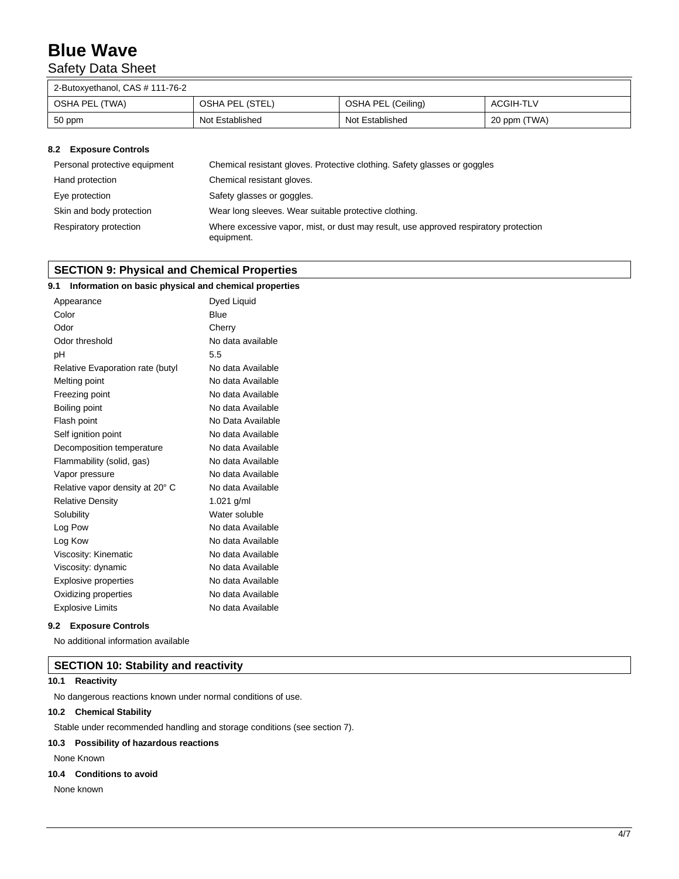| 2-Butoxyethanol, CAS # 111-76-2 | | | |
|---|---|---|---|
| OSHA PEL (TWA) | OSHA PEL (STEL) | OSHA PEL (Ceiling) | ACGIH-TLV |
| 50 ppm | Not Established | Not Established | 20 ppm (TWA) |

### 8.2 Exposure Controls

| | |
|---|---|
| Personal protective equipment | Chemical resistant gloves. Protective clothing. Safety glasses or goggles |
| Hand protection | Chemical resistant gloves. |
| Eye protection | Safety glasses or goggles. |
| Skin and body protection | Wear long sleeves. Wear suitable protective clothing. |
| Respiratory protection | Where excessive vapor, mist, or dust may result, use approved respiratory protection equipment. |

## SECTION 9: Physical and Chemical Properties

### 9.1 Information on basic physical and chemical properties

| | |
|---|---|
| Appearance | Dyed Liquid |
| Color | Blue |
| Odor | Cherry |
| Odor threshold | No data available |
| pH | 5.5 |
| Relative Evaporation rate (butyl | No data Available |
| Melting point | No data Available |
| Freezing point | No data Available |
| Boiling point | No data Available |
| Flash point | No Data Available |
| Self ignition point | No data Available |
| Decomposition temperature | No data Available |
| Flammability (solid, gas) | No data Available |
| Vapor pressure | No data Available |
| Relative vapor density at 20° C | No data Available |
| Relative Density | 1.021 g/ml |
| Solubility | Water soluble |
| Log Pow | No data Available |
| Log Kow | No data Available |
| Viscosity: Kinematic | No data Available |
| Viscosity: dynamic | No data Available |
| Explosive properties | No data Available |
| Oxidizing properties | No data Available |
| Explosive Limits | No data Available |

### 9.2 Exposure Controls

No additional information available

## SECTION 10: Stability and reactivity

### 10.1 Reactivity

No dangerous reactions known under normal conditions of use.

### 10.2 Chemical Stability

Stable under recommended handling and storage conditions (see section 7).

### 10.3 Possibility of hazardous reactions

None Known

### 10.4 Conditions to avoid

None known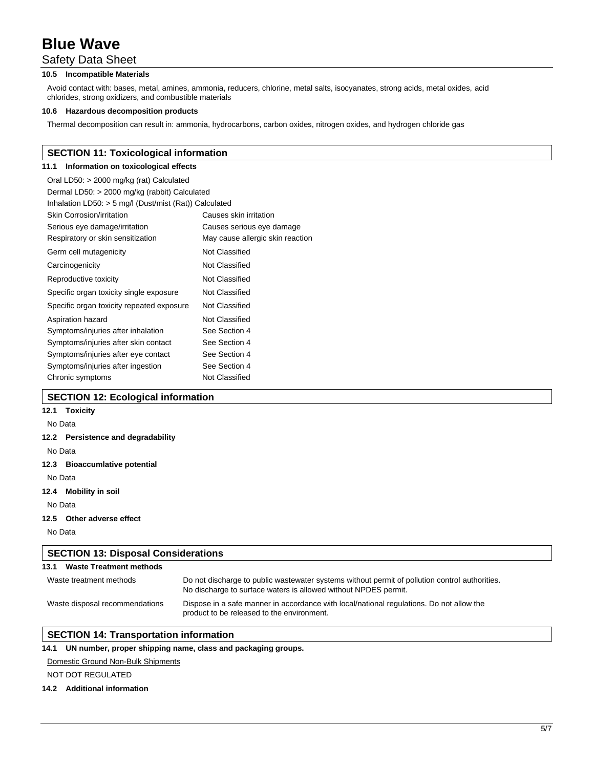**10.5 Incompatible Materials**

Avoid contact with: bases, metal, amines, ammonia, reducers, chlorine, metal salts, isocyanates, strong acids, metal oxides, acid chlorides, strong oxidizers, and combustible materials

**10.6 Hazardous decomposition products**

Thermal decomposition can result in: ammonia, hydrocarbons, carbon oxides, nitrogen oxides, and hydrogen chloride gas

## SECTION 11: Toxicological information

**11.1 Information on toxicological effects**

Oral LD50: > 2000 mg/kg (rat) Calculated
Dermal LD50: > 2000 mg/kg (rabbit) Calculated
Inhalation LD50: > 5 mg/l (Dust/mist (Rat)) Calculated

| | |
|---|---|
| Skin Corrosion/irritation | Causes skin irritation |
| Serious eye damage/irritation | Causes serious eye damage |
| Respiratory or skin sensitization | May cause allergic skin reaction |
| Germ cell mutagenicity | Not Classified |
| Carcinogenicity | Not Classified |
| Reproductive toxicity | Not Classified |
| Specific organ toxicity single exposure | Not Classified |
| Specific organ toxicity repeated exposure | Not Classified |
| Aspiration hazard | Not Classified |
| Symptoms/injuries after inhalation | See Section 4 |
| Symptoms/injuries after skin contact | See Section 4 |
| Symptoms/injuries after eye contact | See Section 4 |
| Symptoms/injuries after ingestion | See Section 4 |
| Chronic symptoms | Not Classified |

## SECTION 12: Ecological information

**12.1 Toxicity**

No Data

**12.2 Persistence and degradability**

No Data

**12.3 Bioaccumlative potential**

No Data

**12.4 Mobility in soil**

No Data

**12.5 Other adverse effect**

No Data

## SECTION 13: Disposal Considerations

**13.1 Waste Treatment methods**

| | |
|---|---|
| Waste treatment methods | Do not discharge to public wastewater systems without permit of pollution control authorities. No discharge to surface waters is allowed without NPDES permit. |
| Waste disposal recommendations | Dispose in a safe manner in accordance with local/national regulations. Do not allow the product to be released to the environment. |

## SECTION 14: Transportation information

**14.1 UN number, proper shipping name, class and packaging groups.**

Domestic Ground Non-Bulk Shipments

NOT DOT REGULATED

**14.2 Additional information**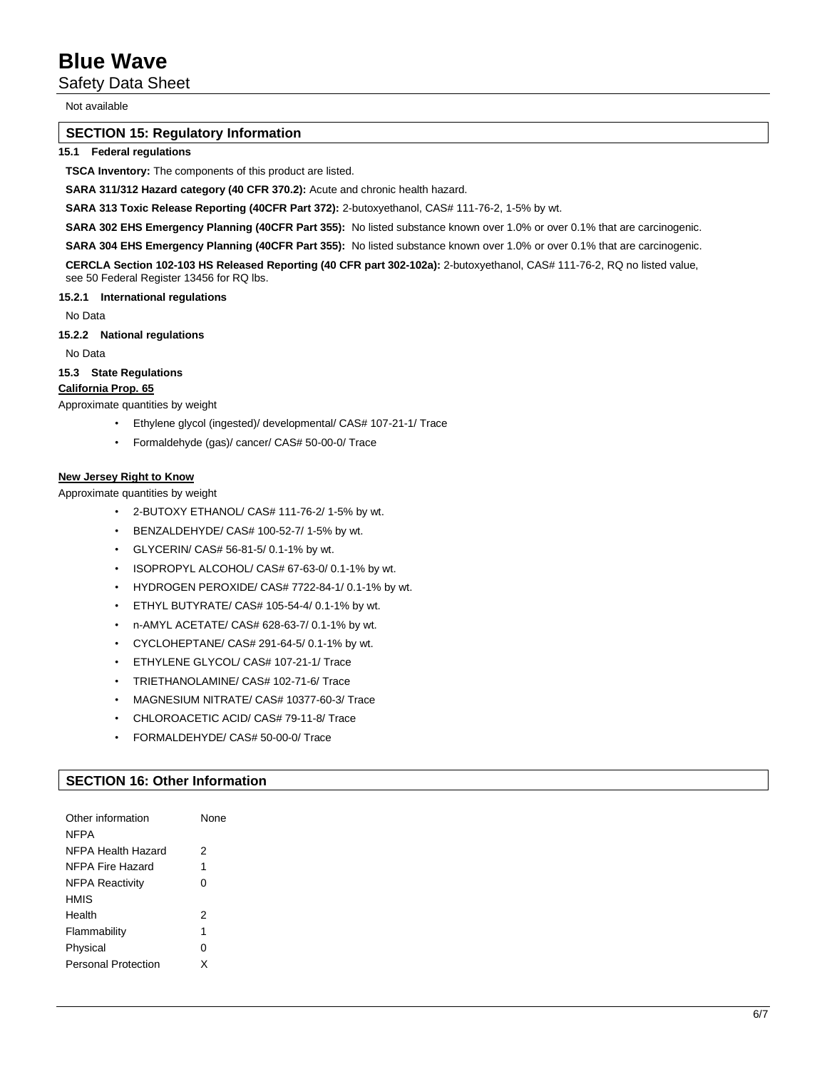Not available

## SECTION 15: Regulatory Information

### 15.1 Federal regulations

**TSCA Inventory:** The components of this product are listed.

**SARA 311/312 Hazard category (40 CFR 370.2):** Acute and chronic health hazard.

**SARA 313 Toxic Release Reporting (40CFR Part 372):** 2-butoxyethanol, CAS# 111-76-2, 1-5% by wt.

**SARA 302 EHS Emergency Planning (40CFR Part 355):** No listed substance known over 1.0% or over 0.1% that are carcinogenic.

**SARA 304 EHS Emergency Planning (40CFR Part 355):** No listed substance known over 1.0% or over 0.1% that are carcinogenic.

**CERCLA Section 102-103 HS Released Reporting (40 CFR part 302-102a):** 2-butoxyethanol, CAS# 111-76-2, RQ no listed value, see 50 Federal Register 13456 for RQ lbs.

### 15.2.1 International regulations

No Data

### 15.2.2 National regulations

No Data

### 15.3 State Regulations

**California Prop. 65**

Approximate quantities by weight

- Ethylene glycol (ingested)/ developmental/ CAS# 107-21-1/ Trace
- Formaldehyde (gas)/ cancer/ CAS# 50-00-0/ Trace

**New Jersey Right to Know**

Approximate quantities by weight

- 2-BUTOXY ETHANOL/ CAS# 111-76-2/ 1-5% by wt.
- BENZALDEHYDE/ CAS# 100-52-7/ 1-5% by wt.
- GLYCERIN/ CAS# 56-81-5/ 0.1-1% by wt.
- ISOPROPYL ALCOHOL/ CAS# 67-63-0/ 0.1-1% by wt.
- HYDROGEN PEROXIDE/ CAS# 7722-84-1/ 0.1-1% by wt.
- ETHYL BUTYRATE/ CAS# 105-54-4/ 0.1-1% by wt.
- n-AMYL ACETATE/ CAS# 628-63-7/ 0.1-1% by wt.
- CYCLOHEPTANE/ CAS# 291-64-5/ 0.1-1% by wt.
- ETHYLENE GLYCOL/ CAS# 107-21-1/ Trace
- TRIETHANOLAMINE/ CAS# 102-71-6/ Trace
- MAGNESIUM NITRATE/ CAS# 10377-60-3/ Trace
- CHLOROACETIC ACID/ CAS# 79-11-8/ Trace
- FORMALDEHYDE/ CAS# 50-00-0/ Trace

## SECTION 16: Other Information

| | |
|---|---|
| Other information | None |
| NFPA | |
| NFPA Health Hazard | 2 |
| NFPA Fire Hazard | 1 |
| NFPA Reactivity | 0 |
| HMIS | |
| Health | 2 |
| Flammability | 1 |
| Physical | 0 |
| Personal Protection | X |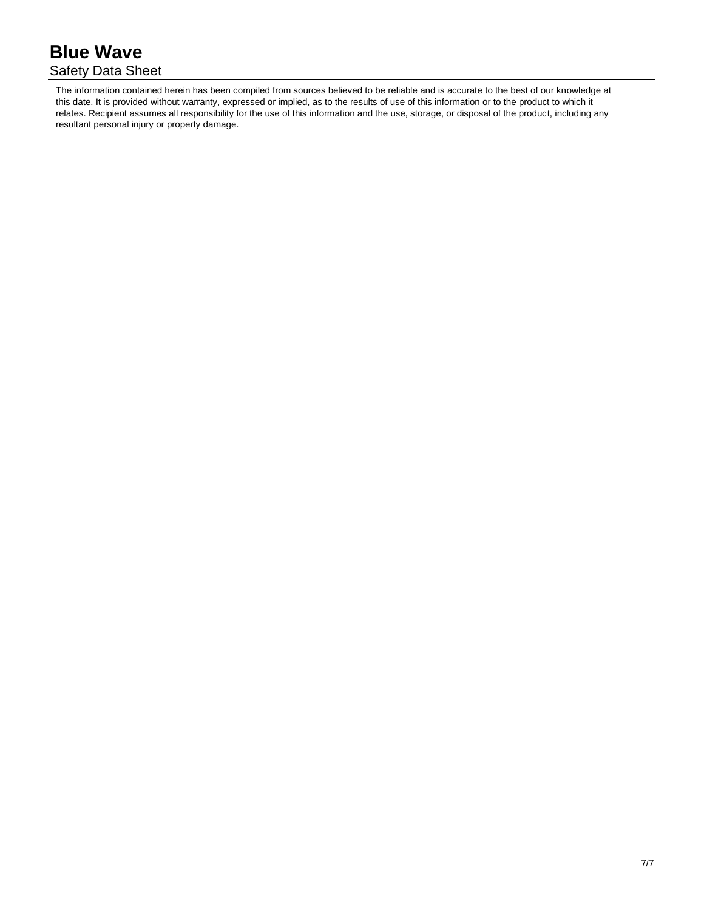The information contained herein has been compiled from sources believed to be reliable and is accurate to the best of our knowledge at this date. It is provided without warranty, expressed or implied, as to the results of use of this information or to the product to which it relates. Recipient assumes all responsibility for the use of this information and the use, storage, or disposal of the product, including any resultant personal injury or property damage.